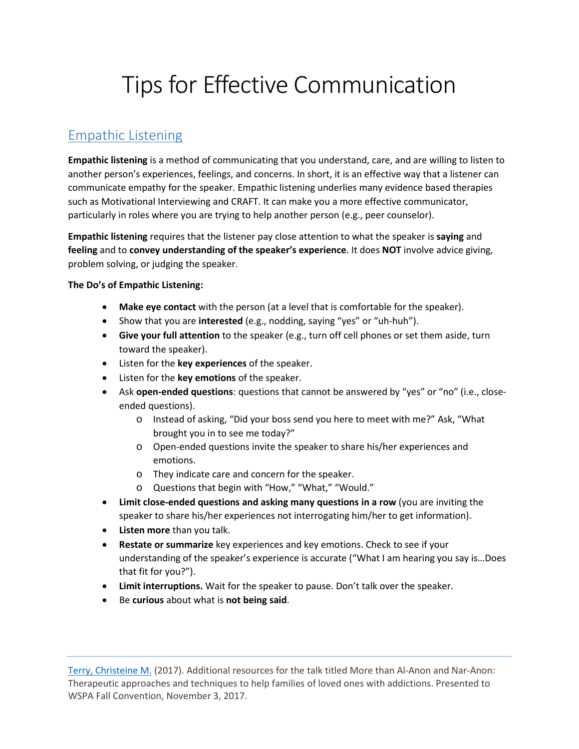# Tips for Effective Communication

## Empathic Listening

**Empathic listening** is a method of communicating that you understand, care, and are willing to listen to another person's experiences, feelings, and concerns. In short, it is an effective way that a listener can communicate empathy for the speaker. Empathic listening underlies many evidence based therapies such as Motivational Interviewing and CRAFT. It can make you a more effective communicator, particularly in roles where you are trying to help another person (e.g., peer counselor).

**Empathic listening** requires that the listener pay close attention to what the speaker is **saying** and **feeling** and to **convey understanding of the speaker's experience**. It does **NOT** involve advice giving, problem solving, or judging the speaker.

**The Do's of Empathic Listening:**

- **Make eye contact** with the person (at a level that is comfortable for the speaker).
- Show that you are **interested** (e.g., nodding, saying "yes" or "uh-huh").
- **Give your full attention** to the speaker (e.g., turn off cell phones or set them aside, turn toward the speaker).
- Listen for the **key experiences** of the speaker.
- Listen for the **key emotions** of the speaker.
- Ask **open-ended questions**: questions that cannot be answered by "yes" or "no" (i.e., close-ended questions).
  - Instead of asking, "Did your boss send you here to meet with me?" Ask, "What brought you in to see me today?"
  - Open-ended questions invite the speaker to share his/her experiences and emotions.
  - They indicate care and concern for the speaker.
  - Questions that begin with "How," "What," "Would."
- **Limit close-ended questions and asking many questions in a row** (you are inviting the speaker to share his/her experiences not interrogating him/her to get information).
- **Listen more** than you talk.
- **Restate or summarize** key experiences and key emotions. Check to see if your understanding of the speaker's experience is accurate ("What I am hearing you say is…Does that fit for you?").
- **Limit interruptions.** Wait for the speaker to pause. Don't talk over the speaker.
- Be **curious** about what is **not being said**.

---

Terry, Christeine M. (2017). Additional resources for the talk titled More than Al-Anon and Nar-Anon: Therapeutic approaches and techniques to help families of loved ones with addictions. Presented to WSPA Fall Convention, November 3, 2017.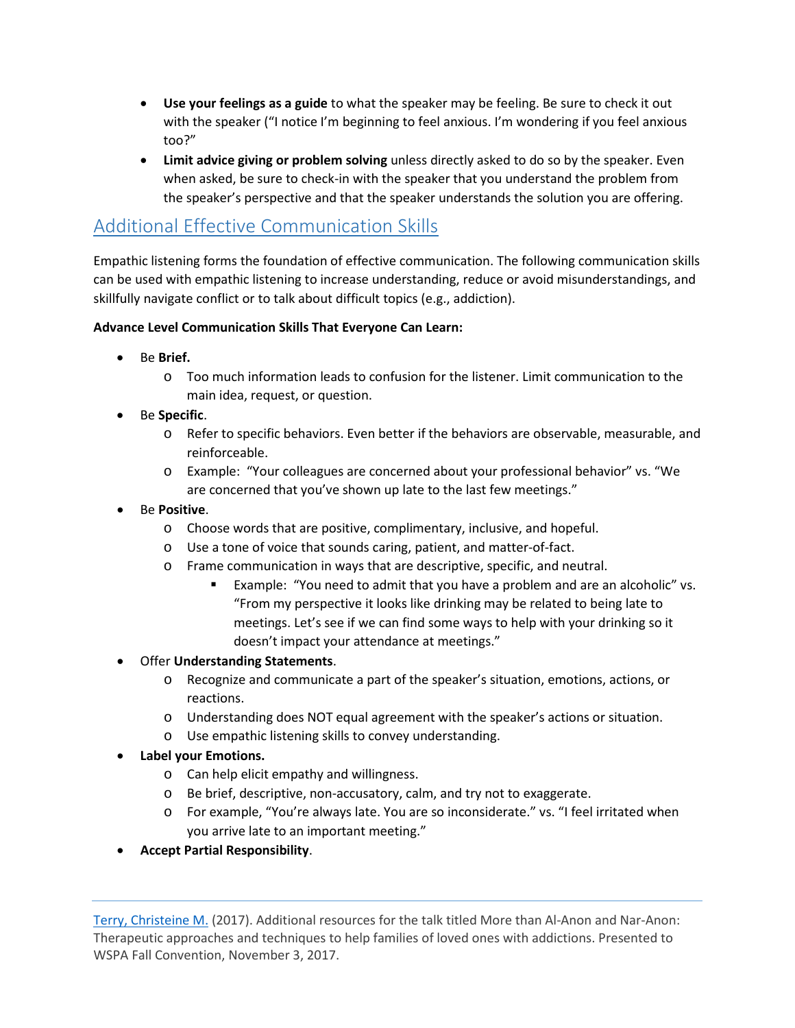- **Use your feelings as a guide** to what the speaker may be feeling. Be sure to check it out with the speaker ("I notice I'm beginning to feel anxious. I'm wondering if you feel anxious too?"
- **Limit advice giving or problem solving** unless directly asked to do so by the speaker. Even when asked, be sure to check-in with the speaker that you understand the problem from the speaker's perspective and that the speaker understands the solution you are offering.

## Additional Effective Communication Skills

Empathic listening forms the foundation of effective communication. The following communication skills can be used with empathic listening to increase understanding, reduce or avoid misunderstandings, and skillfully navigate conflict or to talk about difficult topics (e.g., addiction).

**Advance Level Communication Skills That Everyone Can Learn:**

- Be **Brief.**
  - Too much information leads to confusion for the listener. Limit communication to the main idea, request, or question.
- Be **Specific**.
  - Refer to specific behaviors. Even better if the behaviors are observable, measurable, and reinforceable.
  - Example: "Your colleagues are concerned about your professional behavior" vs. "We are concerned that you've shown up late to the last few meetings."
- Be **Positive**.
  - Choose words that are positive, complimentary, inclusive, and hopeful.
  - Use a tone of voice that sounds caring, patient, and matter-of-fact.
  - Frame communication in ways that are descriptive, specific, and neutral.
    - Example: "You need to admit that you have a problem and are an alcoholic" vs. "From my perspective it looks like drinking may be related to being late to meetings. Let's see if we can find some ways to help with your drinking so it doesn't impact your attendance at meetings."
- Offer **Understanding Statements**.
  - Recognize and communicate a part of the speaker's situation, emotions, actions, or reactions.
  - Understanding does NOT equal agreement with the speaker's actions or situation.
  - Use empathic listening skills to convey understanding.
- **Label your Emotions.**
  - Can help elicit empathy and willingness.
  - Be brief, descriptive, non-accusatory, calm, and try not to exaggerate.
  - For example, "You're always late. You are so inconsiderate." vs. "I feel irritated when you arrive late to an important meeting."
- **Accept Partial Responsibility**.

---

Terry, Christeine M. (2017). Additional resources for the talk titled More than Al-Anon and Nar-Anon: Therapeutic approaches and techniques to help families of loved ones with addictions. Presented to WSPA Fall Convention, November 3, 2017.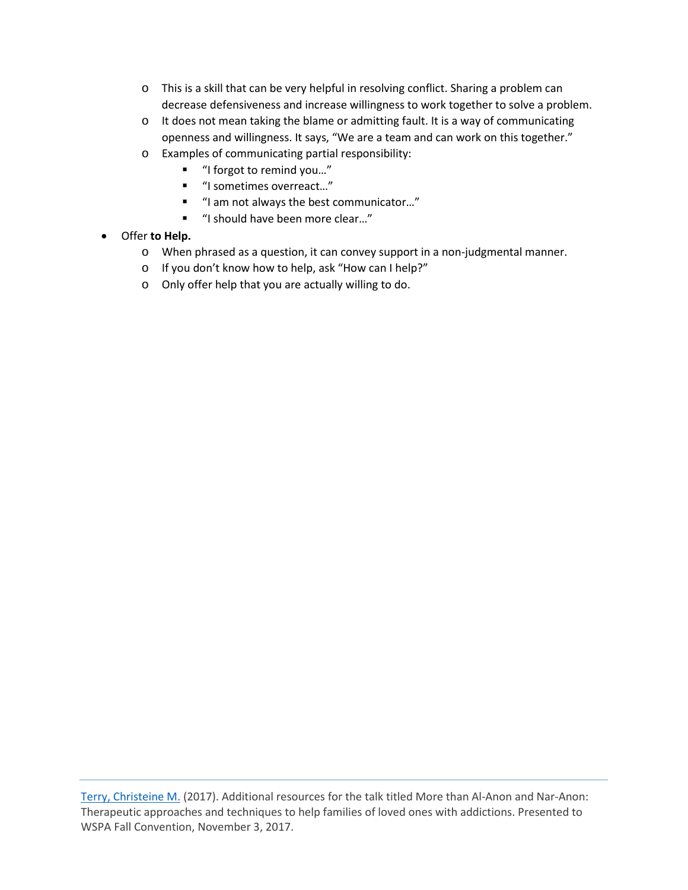- This is a skill that can be very helpful in resolving conflict. Sharing a problem can decrease defensiveness and increase willingness to work together to solve a problem.
  - It does not mean taking the blame or admitting fault. It is a way of communicating openness and willingness. It says, "We are a team and can work on this together."
  - Examples of communicating partial responsibility:
    - "I forgot to remind you…"
    - "I sometimes overreact…"
    - "I am not always the best communicator…"
    - "I should have been more clear…"
- Offer **to Help.**
  - When phrased as a question, it can convey support in a non-judgmental manner.
  - If you don't know how to help, ask "How can I help?"
  - Only offer help that you are actually willing to do.